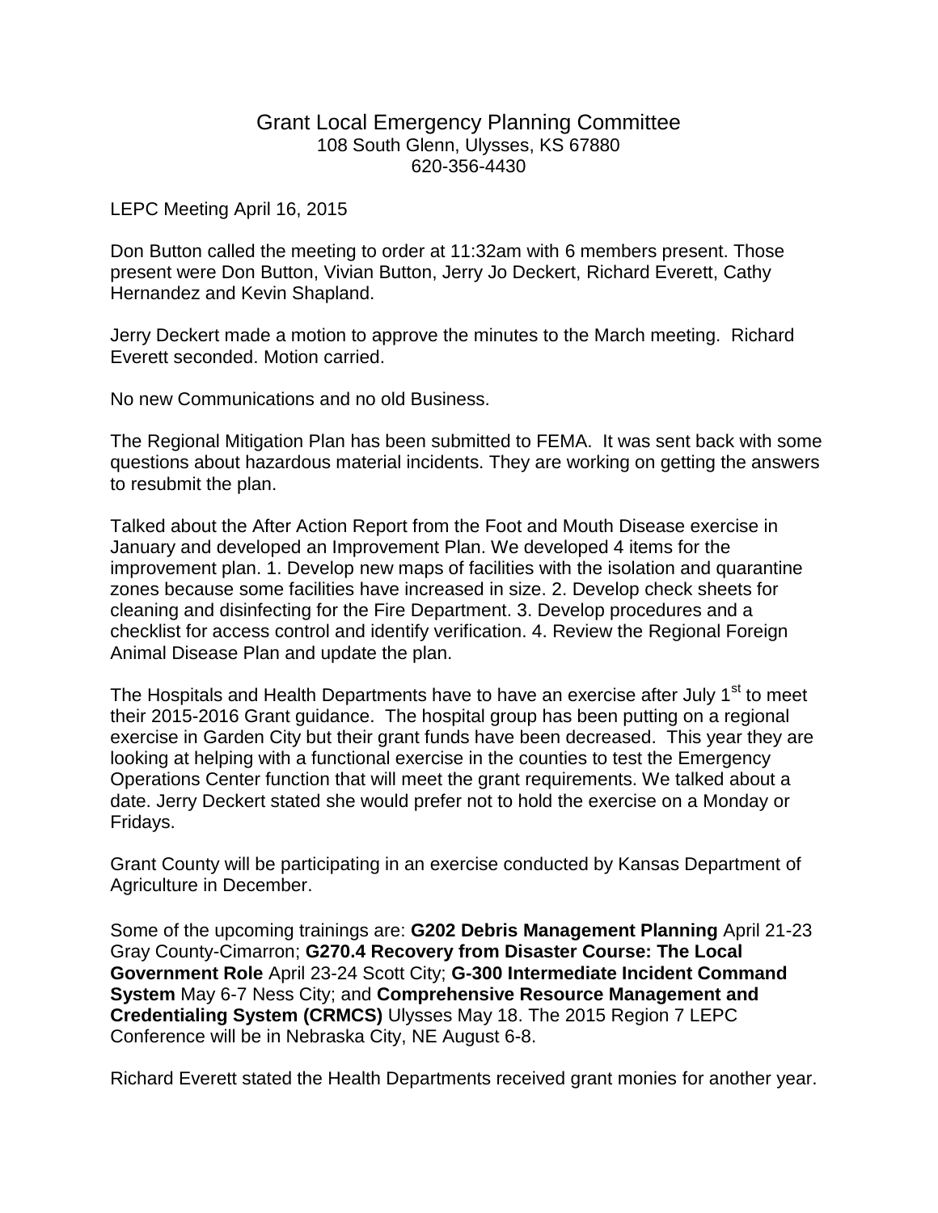# Grant Local Emergency Planning Committee

108 South Glenn, Ulysses, KS 67880
620-356-4430

LEPC Meeting April 16, 2015

Don Button called the meeting to order at 11:32am with 6 members present. Those present were Don Button, Vivian Button, Jerry Jo Deckert, Richard Everett, Cathy Hernandez and Kevin Shapland.

Jerry Deckert made a motion to approve the minutes to the March meeting. Richard Everett seconded. Motion carried.

No new Communications and no old Business.

The Regional Mitigation Plan has been submitted to FEMA. It was sent back with some questions about hazardous material incidents. They are working on getting the answers to resubmit the plan.

Talked about the After Action Report from the Foot and Mouth Disease exercise in January and developed an Improvement Plan. We developed 4 items for the improvement plan. 1. Develop new maps of facilities with the isolation and quarantine zones because some facilities have increased in size. 2. Develop check sheets for cleaning and disinfecting for the Fire Department. 3. Develop procedures and a checklist for access control and identify verification. 4. Review the Regional Foreign Animal Disease Plan and update the plan.

The Hospitals and Health Departments have to have an exercise after July 1st to meet their 2015-2016 Grant guidance. The hospital group has been putting on a regional exercise in Garden City but their grant funds have been decreased. This year they are looking at helping with a functional exercise in the counties to test the Emergency Operations Center function that will meet the grant requirements. We talked about a date. Jerry Deckert stated she would prefer not to hold the exercise on a Monday or Fridays.

Grant County will be participating in an exercise conducted by Kansas Department of Agriculture in December.

Some of the upcoming trainings are: **G202 Debris Management Planning** April 21-23 Gray County-Cimarron; **G270.4 Recovery from Disaster Course: The Local Government Role** April 23-24 Scott City; **G-300 Intermediate Incident Command System** May 6-7 Ness City; and **Comprehensive Resource Management and Credentialing System (CRMCS)** Ulysses May 18. The 2015 Region 7 LEPC Conference will be in Nebraska City, NE August 6-8.

Richard Everett stated the Health Departments received grant monies for another year.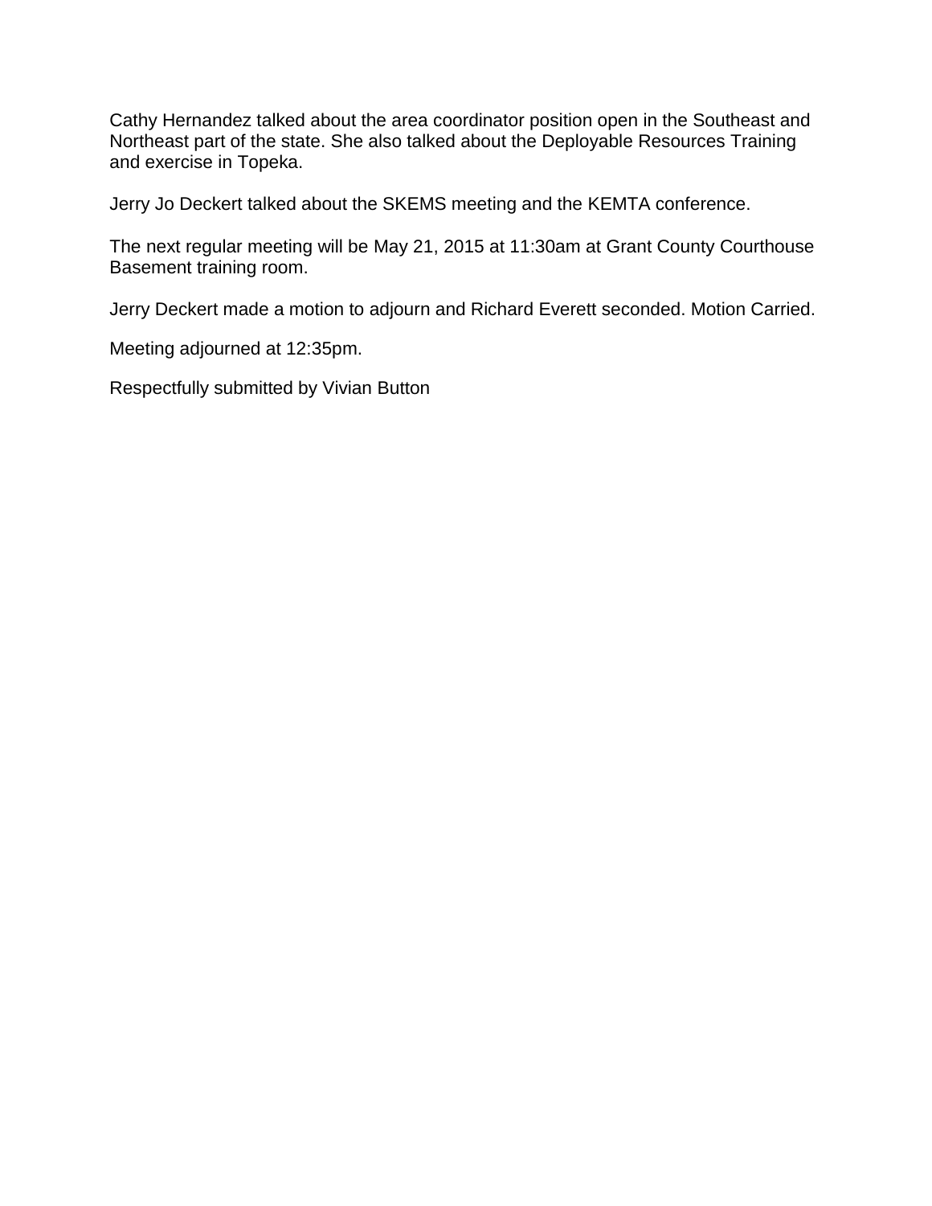Cathy Hernandez talked about the area coordinator position open in the Southeast and Northeast part of the state. She also talked about the Deployable Resources Training and exercise in Topeka.

Jerry Jo Deckert talked about the SKEMS meeting and the KEMTA conference.

The next regular meeting will be May 21, 2015 at 11:30am at Grant County Courthouse Basement training room.

Jerry Deckert made a motion to adjourn and Richard Everett seconded. Motion Carried.

Meeting adjourned at 12:35pm.

Respectfully submitted by Vivian Button